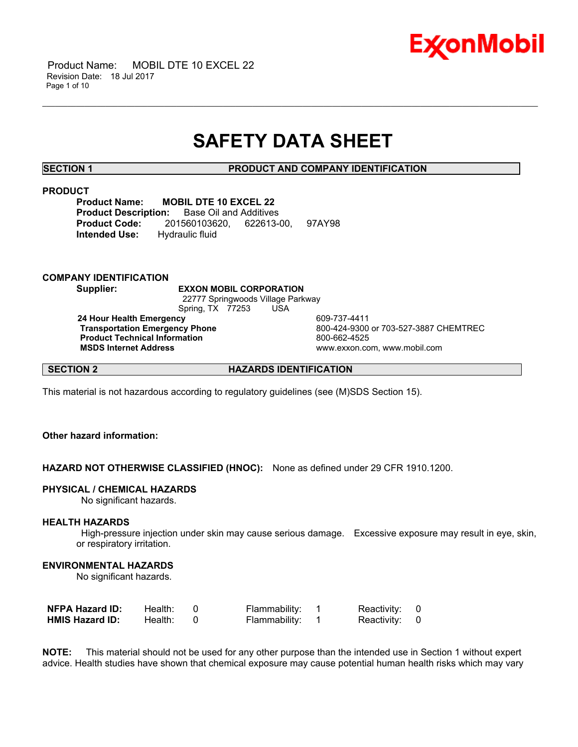# SAFETY DATA SHEET

## SECTION 1 PRODUCT AND COMPANY IDENTIFICATION

### PRODUCT

**Product Name:** **MOBIL DTE 10 EXCEL 22**
**Product Description:** Base Oil and Additives
**Product Code:** 201560103620, 622613-00, 97AY98
**Intended Use:** Hydraulic fluid

### COMPANY IDENTIFICATION

**Supplier:** **EXXON MOBIL CORPORATION**
22777 Springwoods Village Parkway
Spring, TX 77253 USA

| | |
|---|---|
| **24 Hour Health Emergency** | 609-737-4411 |
| **Transportation Emergency Phone** | 800-424-9300 or 703-527-3887 CHEMTREC |
| **Product Technical Information** | 800-662-4525 |
| **MSDS Internet Address** | www.exxon.com, www.mobil.com |

## SECTION 2 HAZARDS IDENTIFICATION

This material is not hazardous according to regulatory guidelines (see (M)SDS Section 15).

**Other hazard information:**

**HAZARD NOT OTHERWISE CLASSIFIED (HNOC):** None as defined under 29 CFR 1910.1200.

### PHYSICAL / CHEMICAL HAZARDS

No significant hazards.

### HEALTH HAZARDS

High-pressure injection under skin may cause serious damage. Excessive exposure may result in eye, skin, or respiratory irritation.

### ENVIRONMENTAL HAZARDS

No significant hazards.

| | | | |
|---|---|---|---|
| **NFPA Hazard ID:** | Health: 0 | Flammability: 1 | Reactivity: 0 |
| **HMIS Hazard ID:** | Health: 0 | Flammability: 1 | Reactivity: 0 |

**NOTE:** This material should not be used for any other purpose than the intended use in Section 1 without expert advice. Health studies have shown that chemical exposure may cause potential human health risks which may vary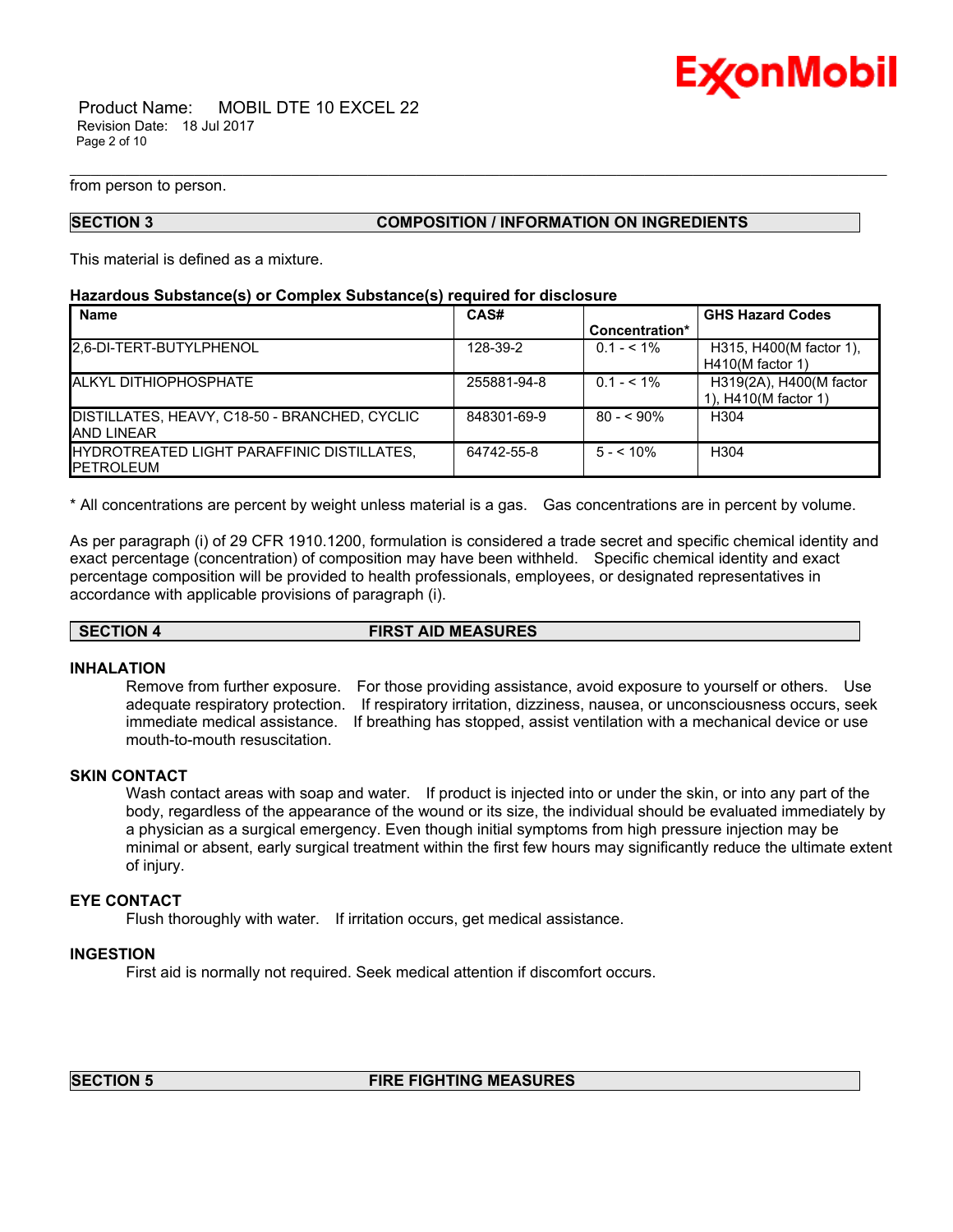from person to person.

## SECTION 3 COMPOSITION / INFORMATION ON INGREDIENTS

This material is defined as a mixture.

**Hazardous Substance(s) or Complex Substance(s) required for disclosure**

| Name | CAS# | Concentration* | GHS Hazard Codes |
|---|---|---|---|
| 2,6-DI-TERT-BUTYLPHENOL | 128-39-2 | 0.1 - < 1% | H315, H400(M factor 1), H410(M factor 1) |
| ALKYL DITHIOPHOSPHATE | 255881-94-8 | 0.1 - < 1% | H319(2A), H400(M factor 1), H410(M factor 1) |
| DISTILLATES, HEAVY, C18-50 - BRANCHED, CYCLIC AND LINEAR | 848301-69-9 | 80 - < 90% | H304 |
| HYDROTREATED LIGHT PARAFFINIC DISTILLATES, PETROLEUM | 64742-55-8 | 5 - < 10% | H304 |

* All concentrations are percent by weight unless material is a gas. Gas concentrations are in percent by volume.

As per paragraph (i) of 29 CFR 1910.1200, formulation is considered a trade secret and specific chemical identity and exact percentage (concentration) of composition may have been withheld. Specific chemical identity and exact percentage composition will be provided to health professionals, employees, or designated representatives in accordance with applicable provisions of paragraph (i).

## SECTION 4 FIRST AID MEASURES

### INHALATION

Remove from further exposure. For those providing assistance, avoid exposure to yourself or others. Use adequate respiratory protection. If respiratory irritation, dizziness, nausea, or unconsciousness occurs, seek immediate medical assistance. If breathing has stopped, assist ventilation with a mechanical device or use mouth-to-mouth resuscitation.

### SKIN CONTACT

Wash contact areas with soap and water. If product is injected into or under the skin, or into any part of the body, regardless of the appearance of the wound or its size, the individual should be evaluated immediately by a physician as a surgical emergency. Even though initial symptoms from high pressure injection may be minimal or absent, early surgical treatment within the first few hours may significantly reduce the ultimate extent of injury.

### EYE CONTACT

Flush thoroughly with water. If irritation occurs, get medical assistance.

### INGESTION

First aid is normally not required. Seek medical attention if discomfort occurs.

## SECTION 5 FIRE FIGHTING MEASURES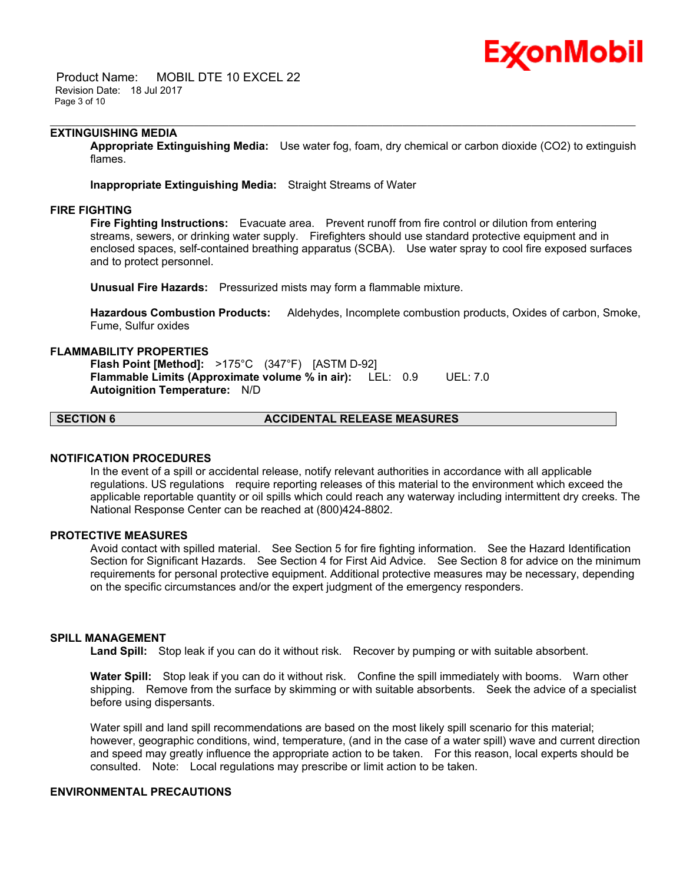### EXTINGUISHING MEDIA

**Appropriate Extinguishing Media:** Use water fog, foam, dry chemical or carbon dioxide ($CO_2$) to extinguish flames.

**Inappropriate Extinguishing Media:** Straight Streams of Water

### FIRE FIGHTING

**Fire Fighting Instructions:** Evacuate area. Prevent runoff from fire control or dilution from entering streams, sewers, or drinking water supply. Firefighters should use standard protective equipment and in enclosed spaces, self-contained breathing apparatus (SCBA). Use water spray to cool fire exposed surfaces and to protect personnel.

**Unusual Fire Hazards:** Pressurized mists may form a flammable mixture.

**Hazardous Combustion Products:** Aldehydes, Incomplete combustion products, Oxides of carbon, Smoke, Fume, Sulfur oxides

### FLAMMABILITY PROPERTIES

**Flash Point [Method]:** >175°C (347°F) [ASTM D-92]
**Flammable Limits (Approximate volume % in air):** LEL: 0.9 UEL: 7.0
**Autoignition Temperature:** N/D

## SECTION 6 ACCIDENTAL RELEASE MEASURES

### NOTIFICATION PROCEDURES

In the event of a spill or accidental release, notify relevant authorities in accordance with all applicable regulations. US regulations require reporting releases of this material to the environment which exceed the applicable reportable quantity or oil spills which could reach any waterway including intermittent dry creeks. The National Response Center can be reached at (800)424-8802.

### PROTECTIVE MEASURES

Avoid contact with spilled material. See Section 5 for fire fighting information. See the Hazard Identification Section for Significant Hazards. See Section 4 for First Aid Advice. See Section 8 for advice on the minimum requirements for personal protective equipment. Additional protective measures may be necessary, depending on the specific circumstances and/or the expert judgment of the emergency responders.

### SPILL MANAGEMENT

**Land Spill:** Stop leak if you can do it without risk. Recover by pumping or with suitable absorbent.

**Water Spill:** Stop leak if you can do it without risk. Confine the spill immediately with booms. Warn other shipping. Remove from the surface by skimming or with suitable absorbents. Seek the advice of a specialist before using dispersants.

Water spill and land spill recommendations are based on the most likely spill scenario for this material; however, geographic conditions, wind, temperature, (and in the case of a water spill) wave and current direction and speed may greatly influence the appropriate action to be taken. For this reason, local experts should be consulted. Note: Local regulations may prescribe or limit action to be taken.

### ENVIRONMENTAL PRECAUTIONS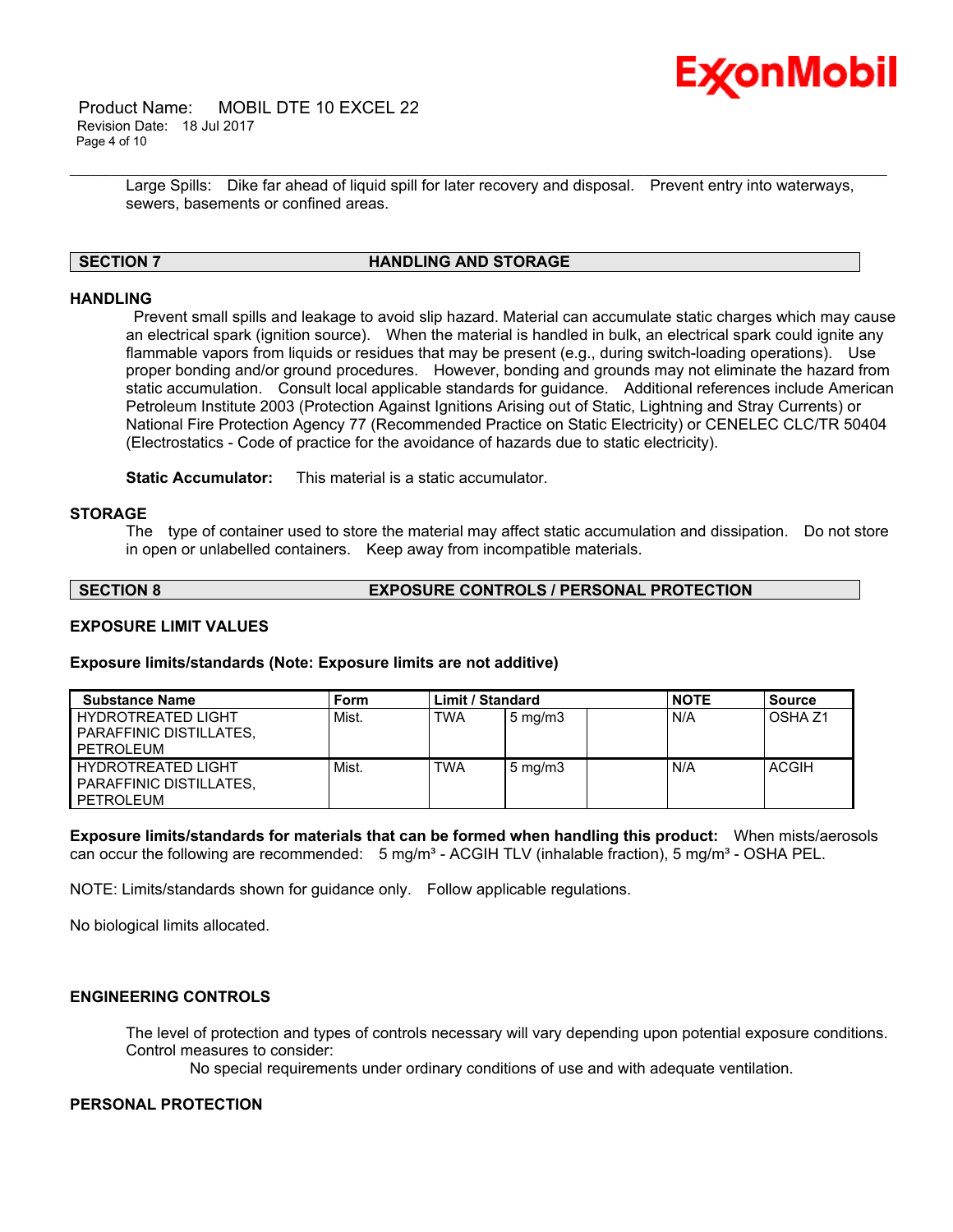Large Spills: Dike far ahead of liquid spill for later recovery and disposal. Prevent entry into waterways, sewers, basements or confined areas.

## SECTION 7 HANDLING AND STORAGE

### HANDLING

Prevent small spills and leakage to avoid slip hazard. Material can accumulate static charges which may cause an electrical spark (ignition source). When the material is handled in bulk, an electrical spark could ignite any flammable vapors from liquids or residues that may be present (e.g., during switch-loading operations). Use proper bonding and/or ground procedures. However, bonding and grounds may not eliminate the hazard from static accumulation. Consult local applicable standards for guidance. Additional references include American Petroleum Institute 2003 (Protection Against Ignitions Arising out of Static, Lightning and Stray Currents) or National Fire Protection Agency 77 (Recommended Practice on Static Electricity) or CENELEC CLC/TR 50404 (Electrostatics - Code of practice for the avoidance of hazards due to static electricity).

**Static Accumulator:** This material is a static accumulator.

### STORAGE

The type of container used to store the material may affect static accumulation and dissipation. Do not store in open or unlabelled containers. Keep away from incompatible materials.

## SECTION 8 EXPOSURE CONTROLS / PERSONAL PROTECTION

### EXPOSURE LIMIT VALUES

**Exposure limits/standards (Note: Exposure limits are not additive)**

| Substance Name | Form | Limit / Standard | | | NOTE | Source |
|---|---|---|---|---|---|---|
| HYDROTREATED LIGHT PARAFFINIC DISTILLATES, PETROLEUM | Mist. | TWA | 5 mg/m3 | | N/A | OSHA Z1 |
| HYDROTREATED LIGHT PARAFFINIC DISTILLATES, PETROLEUM | Mist. | TWA | 5 mg/m3 | | N/A | ACGIH |

**Exposure limits/standards for materials that can be formed when handling this product:** When mists/aerosols can occur the following are recommended: 5 mg/m³ - ACGIH TLV (inhalable fraction), 5 mg/m³ - OSHA PEL.

NOTE: Limits/standards shown for guidance only. Follow applicable regulations.

No biological limits allocated.

### ENGINEERING CONTROLS

The level of protection and types of controls necessary will vary depending upon potential exposure conditions. Control measures to consider:

No special requirements under ordinary conditions of use and with adequate ventilation.

### PERSONAL PROTECTION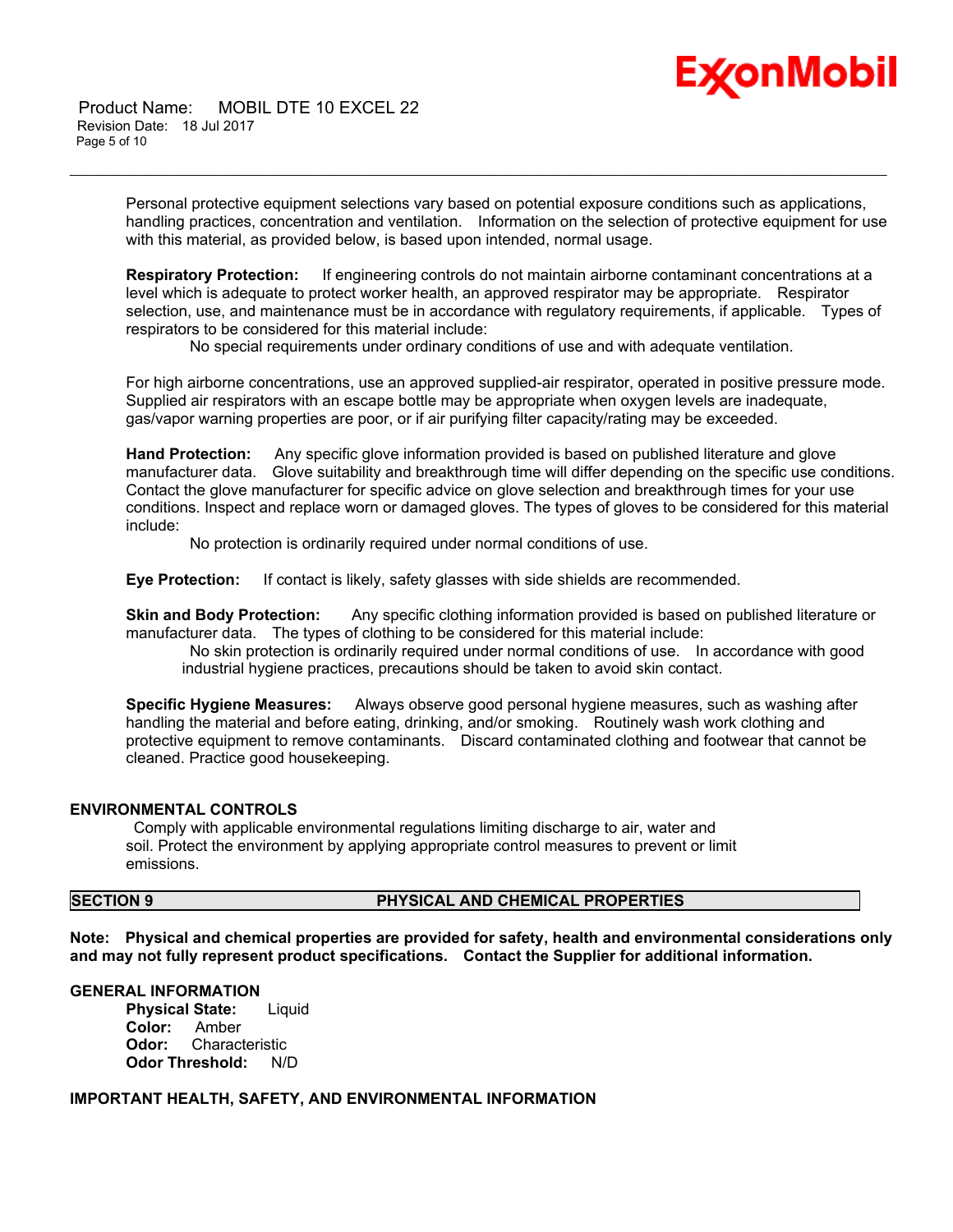Personal protective equipment selections vary based on potential exposure conditions such as applications, handling practices, concentration and ventilation. Information on the selection of protective equipment for use with this material, as provided below, is based upon intended, normal usage.

**Respiratory Protection:** If engineering controls do not maintain airborne contaminant concentrations at a level which is adequate to protect worker health, an approved respirator may be appropriate. Respirator selection, use, and maintenance must be in accordance with regulatory requirements, if applicable. Types of respirators to be considered for this material include:

No special requirements under ordinary conditions of use and with adequate ventilation.

For high airborne concentrations, use an approved supplied-air respirator, operated in positive pressure mode. Supplied air respirators with an escape bottle may be appropriate when oxygen levels are inadequate, gas/vapor warning properties are poor, or if air purifying filter capacity/rating may be exceeded.

**Hand Protection:** Any specific glove information provided is based on published literature and glove manufacturer data. Glove suitability and breakthrough time will differ depending on the specific use conditions. Contact the glove manufacturer for specific advice on glove selection and breakthrough times for your use conditions. Inspect and replace worn or damaged gloves. The types of gloves to be considered for this material include:

No protection is ordinarily required under normal conditions of use.

**Eye Protection:** If contact is likely, safety glasses with side shields are recommended.

**Skin and Body Protection:** Any specific clothing information provided is based on published literature or manufacturer data. The types of clothing to be considered for this material include:

No skin protection is ordinarily required under normal conditions of use. In accordance with good industrial hygiene practices, precautions should be taken to avoid skin contact.

**Specific Hygiene Measures:** Always observe good personal hygiene measures, such as washing after handling the material and before eating, drinking, and/or smoking. Routinely wash work clothing and protective equipment to remove contaminants. Discard contaminated clothing and footwear that cannot be cleaned. Practice good housekeeping.

### ENVIRONMENTAL CONTROLS

Comply with applicable environmental regulations limiting discharge to air, water and soil. Protect the environment by applying appropriate control measures to prevent or limit emissions.

## SECTION 9 PHYSICAL AND CHEMICAL PROPERTIES

**Note: Physical and chemical properties are provided for safety, health and environmental considerations only and may not fully represent product specifications. Contact the Supplier for additional information.**

### GENERAL INFORMATION

**Physical State:** Liquid
**Color:** Amber
**Odor:** Characteristic
**Odor Threshold:** N/D

### IMPORTANT HEALTH, SAFETY, AND ENVIRONMENTAL INFORMATION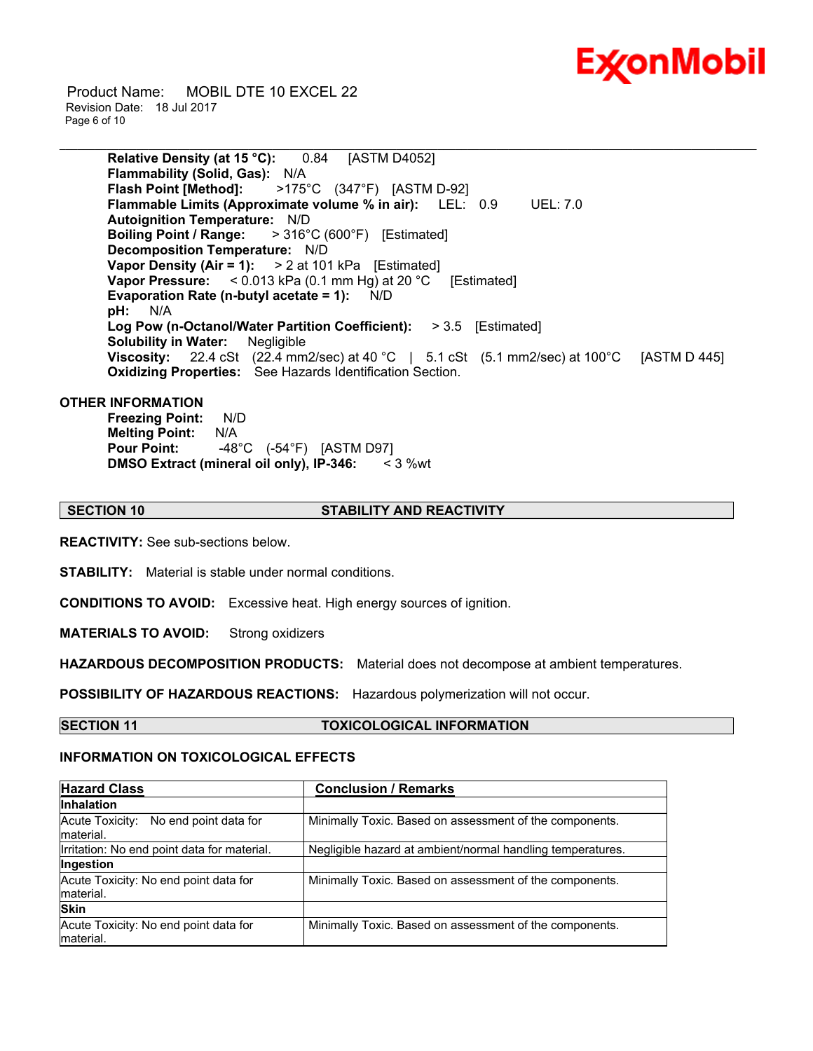**Relative Density (at 15 °C):** 0.84 [ASTM D4052]
**Flammability (Solid, Gas):** N/A
**Flash Point [Method]:** >175°C (347°F) [ASTM D-92]
**Flammable Limits (Approximate volume % in air):** LEL: 0.9 UEL: 7.0
**Autoignition Temperature:** N/D
**Boiling Point / Range:** > 316°C (600°F) [Estimated]
**Decomposition Temperature:** N/D
**Vapor Density (Air = 1):** > 2 at 101 kPa [Estimated]
**Vapor Pressure:** < 0.013 kPa (0.1 mm Hg) at 20 °C [Estimated]
**Evaporation Rate (n-butyl acetate = 1):** N/D
**pH:** N/A
**Log Pow (n-Octanol/Water Partition Coefficient):** > 3.5 [Estimated]
**Solubility in Water:** Negligible
**Viscosity:** 22.4 cSt (22.4 mm2/sec) at 40 °C | 5.1 cSt (5.1 mm2/sec) at 100°C [ASTM D 445]
**Oxidizing Properties:** See Hazards Identification Section.

**OTHER INFORMATION**

**Freezing Point:** N/D
**Melting Point:** N/A
**Pour Point:** -48°C (-54°F) [ASTM D97]
**DMSO Extract (mineral oil only), IP-346:** < 3 %wt

## SECTION 10 STABILITY AND REACTIVITY

**REACTIVITY:** See sub-sections below.

**STABILITY:** Material is stable under normal conditions.

**CONDITIONS TO AVOID:** Excessive heat. High energy sources of ignition.

**MATERIALS TO AVOID:** Strong oxidizers

**HAZARDOUS DECOMPOSITION PRODUCTS:** Material does not decompose at ambient temperatures.

**POSSIBILITY OF HAZARDOUS REACTIONS:** Hazardous polymerization will not occur.

## SECTION 11 TOXICOLOGICAL INFORMATION

**INFORMATION ON TOXICOLOGICAL EFFECTS**

| Hazard Class | Conclusion / Remarks |
|---|---|
| **Inhalation** | |
| Acute Toxicity: No end point data for material. | Minimally Toxic. Based on assessment of the components. |
| Irritation: No end point data for material. | Negligible hazard at ambient/normal handling temperatures. |
| **Ingestion** | |
| Acute Toxicity: No end point data for material. | Minimally Toxic. Based on assessment of the components. |
| **Skin** | |
| Acute Toxicity: No end point data for material. | Minimally Toxic. Based on assessment of the components. |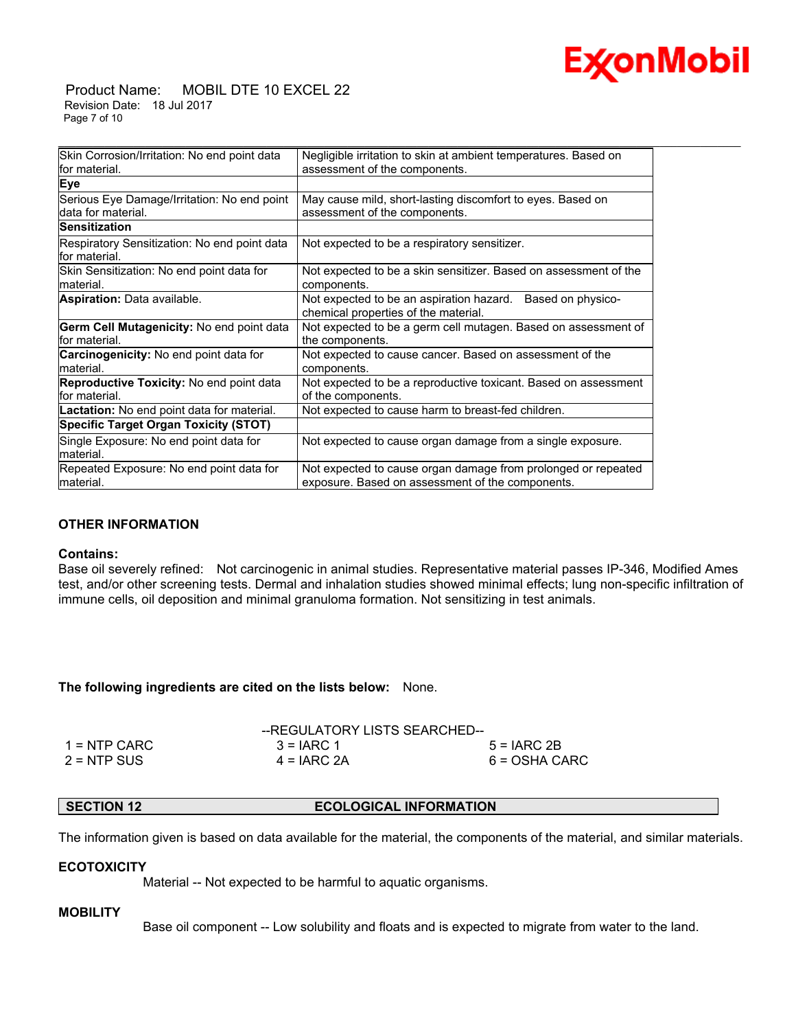| | |
|---|---|
| Skin Corrosion/Irritation: No end point data for material. | Negligible irritation to skin at ambient temperatures. Based on assessment of the components. |
| **Eye** | |
| Serious Eye Damage/Irritation: No end point data for material. | May cause mild, short-lasting discomfort to eyes. Based on assessment of the components. |
| **Sensitization** | |
| Respiratory Sensitization: No end point data for material. | Not expected to be a respiratory sensitizer. |
| Skin Sensitization: No end point data for material. | Not expected to be a skin sensitizer. Based on assessment of the components. |
| **Aspiration:** Data available. | Not expected to be an aspiration hazard. Based on physico-chemical properties of the material. |
| **Germ Cell Mutagenicity:** No end point data for material. | Not expected to be a germ cell mutagen. Based on assessment of the components. |
| **Carcinogenicity:** No end point data for material. | Not expected to cause cancer. Based on assessment of the components. |
| **Reproductive Toxicity:** No end point data for material. | Not expected to be a reproductive toxicant. Based on assessment of the components. |
| **Lactation:** No end point data for material. | Not expected to cause harm to breast-fed children. |
| **Specific Target Organ Toxicity (STOT)** | |
| Single Exposure: No end point data for material. | Not expected to cause organ damage from a single exposure. |
| Repeated Exposure: No end point data for material. | Not expected to cause organ damage from prolonged or repeated exposure. Based on assessment of the components. |

### OTHER INFORMATION

**Contains:**

Base oil severely refined: Not carcinogenic in animal studies. Representative material passes IP-346, Modified Ames test, and/or other screening tests. Dermal and inhalation studies showed minimal effects; lung non-specific infiltration of immune cells, oil deposition and minimal granuloma formation. Not sensitizing in test animals.

**The following ingredients are cited on the lists below:** None.

--REGULATORY LISTS SEARCHED--

| | | |
|---|---|---|
| 1 = NTP CARC | 3 = IARC 1 | 5 = IARC 2B |
| 2 = NTP SUS | 4 = IARC 2A | 6 = OSHA CARC |

## SECTION 12 ECOLOGICAL INFORMATION

The information given is based on data available for the material, the components of the material, and similar materials.

### ECOTOXICITY

Material -- Not expected to be harmful to aquatic organisms.

### MOBILITY

Base oil component -- Low solubility and floats and is expected to migrate from water to the land.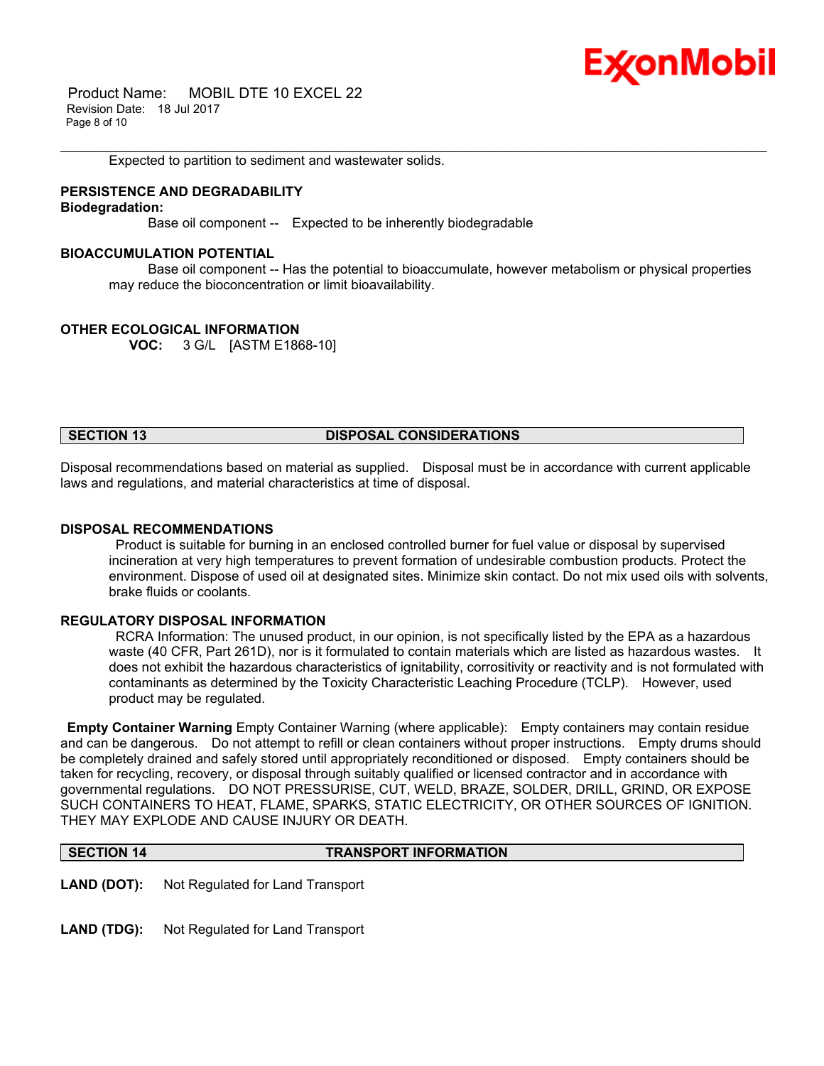Expected to partition to sediment and wastewater solids.

### PERSISTENCE AND DEGRADABILITY

**Biodegradation:**

Base oil component -- Expected to be inherently biodegradable

### BIOACCUMULATION POTENTIAL

Base oil component -- Has the potential to bioaccumulate, however metabolism or physical properties may reduce the bioconcentration or limit bioavailability.

### OTHER ECOLOGICAL INFORMATION

**VOC:** 3 G/L [ASTM E1868-10]

## SECTION 13 DISPOSAL CONSIDERATIONS

Disposal recommendations based on material as supplied. Disposal must be in accordance with current applicable laws and regulations, and material characteristics at time of disposal.

### DISPOSAL RECOMMENDATIONS

Product is suitable for burning in an enclosed controlled burner for fuel value or disposal by supervised incineration at very high temperatures to prevent formation of undesirable combustion products. Protect the environment. Dispose of used oil at designated sites. Minimize skin contact. Do not mix used oils with solvents, brake fluids or coolants.

### REGULATORY DISPOSAL INFORMATION

RCRA Information: The unused product, in our opinion, is not specifically listed by the EPA as a hazardous waste (40 CFR, Part 261D), nor is it formulated to contain materials which are listed as hazardous wastes. It does not exhibit the hazardous characteristics of ignitability, corrositivity or reactivity and is not formulated with contaminants as determined by the Toxicity Characteristic Leaching Procedure (TCLP). However, used product may be regulated.

**Empty Container Warning** Empty Container Warning (where applicable): Empty containers may contain residue and can be dangerous. Do not attempt to refill or clean containers without proper instructions. Empty drums should be completely drained and safely stored until appropriately reconditioned or disposed. Empty containers should be taken for recycling, recovery, or disposal through suitably qualified or licensed contractor and in accordance with governmental regulations. DO NOT PRESSURISE, CUT, WELD, BRAZE, SOLDER, DRILL, GRIND, OR EXPOSE SUCH CONTAINERS TO HEAT, FLAME, SPARKS, STATIC ELECTRICITY, OR OTHER SOURCES OF IGNITION. THEY MAY EXPLODE AND CAUSE INJURY OR DEATH.

## SECTION 14 TRANSPORT INFORMATION

**LAND (DOT):** Not Regulated for Land Transport

**LAND (TDG):** Not Regulated for Land Transport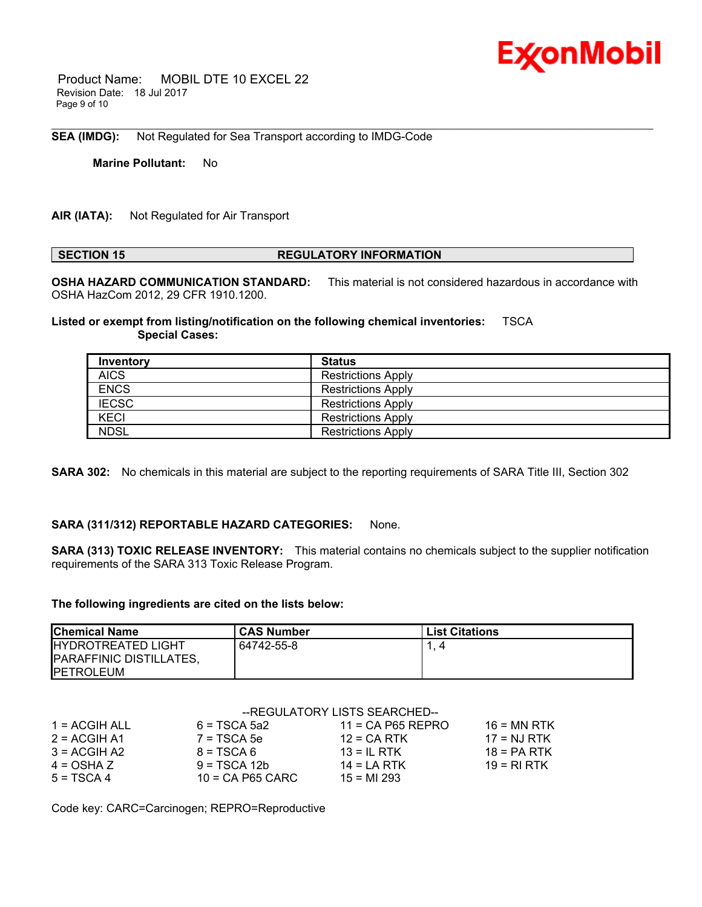**SEA (IMDG):** Not Regulated for Sea Transport according to IMDG-Code

**Marine Pollutant:** No

**AIR (IATA):** Not Regulated for Air Transport

## SECTION 15 REGULATORY INFORMATION

**OSHA HAZARD COMMUNICATION STANDARD:** This material is not considered hazardous in accordance with OSHA HazCom 2012, 29 CFR 1910.1200.

**Listed or exempt from listing/notification on the following chemical inventories:** TSCA

**Special Cases:**

| Inventory | Status |
|---|---|
| AICS | Restrictions Apply |
| ENCS | Restrictions Apply |
| IECSC | Restrictions Apply |
| KECI | Restrictions Apply |
| NDSL | Restrictions Apply |

**SARA 302:** No chemicals in this material are subject to the reporting requirements of SARA Title III, Section 302

**SARA (311/312) REPORTABLE HAZARD CATEGORIES:** None.

**SARA (313) TOXIC RELEASE INVENTORY:** This material contains no chemicals subject to the supplier notification requirements of the SARA 313 Toxic Release Program.

**The following ingredients are cited on the lists below:**

| Chemical Name | CAS Number | List Citations |
|---|---|---|
| HYDROTREATED LIGHT PARAFFINIC DISTILLATES, PETROLEUM | 64742-55-8 | 1, 4 |

--REGULATORY LISTS SEARCHED--

| | | | |
|---|---|---|---|
| 1 = ACGIH ALL | 6 = TSCA 5a2 | 11 = CA P65 REPRO | 16 = MN RTK |
| 2 = ACGIH A1 | 7 = TSCA 5e | 12 = CA RTK | 17 = NJ RTK |
| 3 = ACGIH A2 | 8 = TSCA 6 | 13 = IL RTK | 18 = PA RTK |
| 4 = OSHA Z | 9 = TSCA 12b | 14 = LA RTK | 19 = RI RTK |
| 5 = TSCA 4 | 10 = CA P65 CARC | 15 = MI 293 | |

Code key: CARC=Carcinogen; REPRO=Reproductive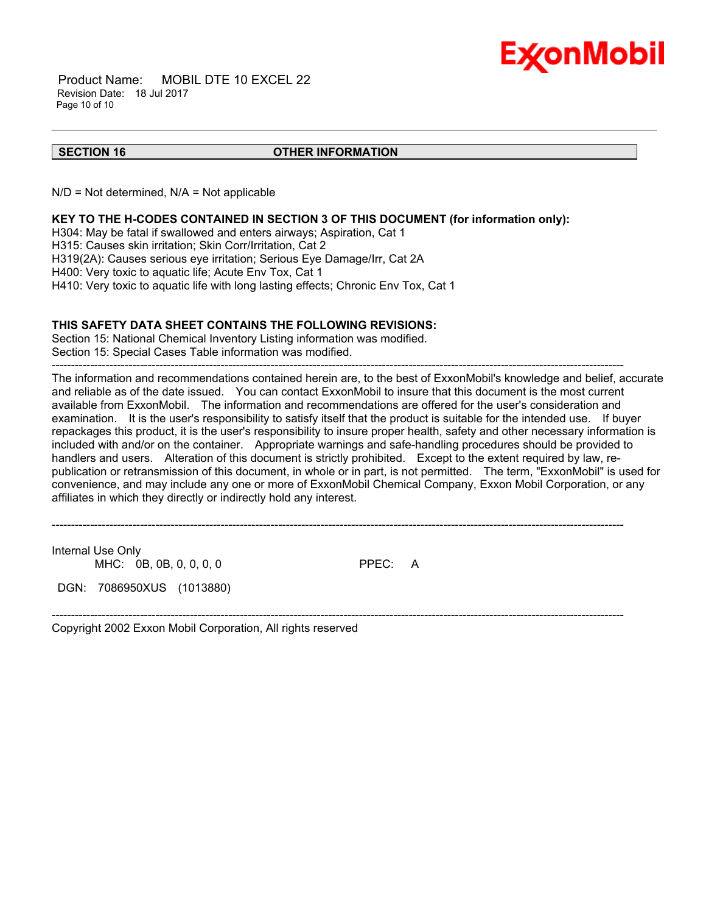## SECTION 16 OTHER INFORMATION

N/D = Not determined, N/A = Not applicable

**KEY TO THE H-CODES CONTAINED IN SECTION 3 OF THIS DOCUMENT (for information only):**

H304: May be fatal if swallowed and enters airways; Aspiration, Cat 1
H315: Causes skin irritation; Skin Corr/Irritation, Cat 2
H319(2A): Causes serious eye irritation; Serious Eye Damage/Irr, Cat 2A
H400: Very toxic to aquatic life; Acute Env Tox, Cat 1
H410: Very toxic to aquatic life with long lasting effects; Chronic Env Tox, Cat 1

**THIS SAFETY DATA SHEET CONTAINS THE FOLLOWING REVISIONS:**

Section 15: National Chemical Inventory Listing information was modified.
Section 15: Special Cases Table information was modified.

-----------------------------------------------------------------------------------------------------------------------------------------------

The information and recommendations contained herein are, to the best of ExxonMobil's knowledge and belief, accurate and reliable as of the date issued. You can contact ExxonMobil to insure that this document is the most current available from ExxonMobil. The information and recommendations are offered for the user's consideration and examination. It is the user's responsibility to satisfy itself that the product is suitable for the intended use. If buyer repackages this product, it is the user's responsibility to insure proper health, safety and other necessary information is included with and/or on the container. Appropriate warnings and safe-handling procedures should be provided to handlers and users. Alteration of this document is strictly prohibited. Except to the extent required by law, re-publication or retransmission of this document, in whole or in part, is not permitted. The term, "ExxonMobil" is used for convenience, and may include any one or more of ExxonMobil Chemical Company, Exxon Mobil Corporation, or any affiliates in which they directly or indirectly hold any interest.

-----------------------------------------------------------------------------------------------------------------------------------------------

Internal Use Only

MHC: 0B, 0B, 0, 0, 0, 0 PPEC: A

DGN: 7086950XUS (1013880)

-----------------------------------------------------------------------------------------------------------------------------------------------

Copyright 2002 Exxon Mobil Corporation, All rights reserved